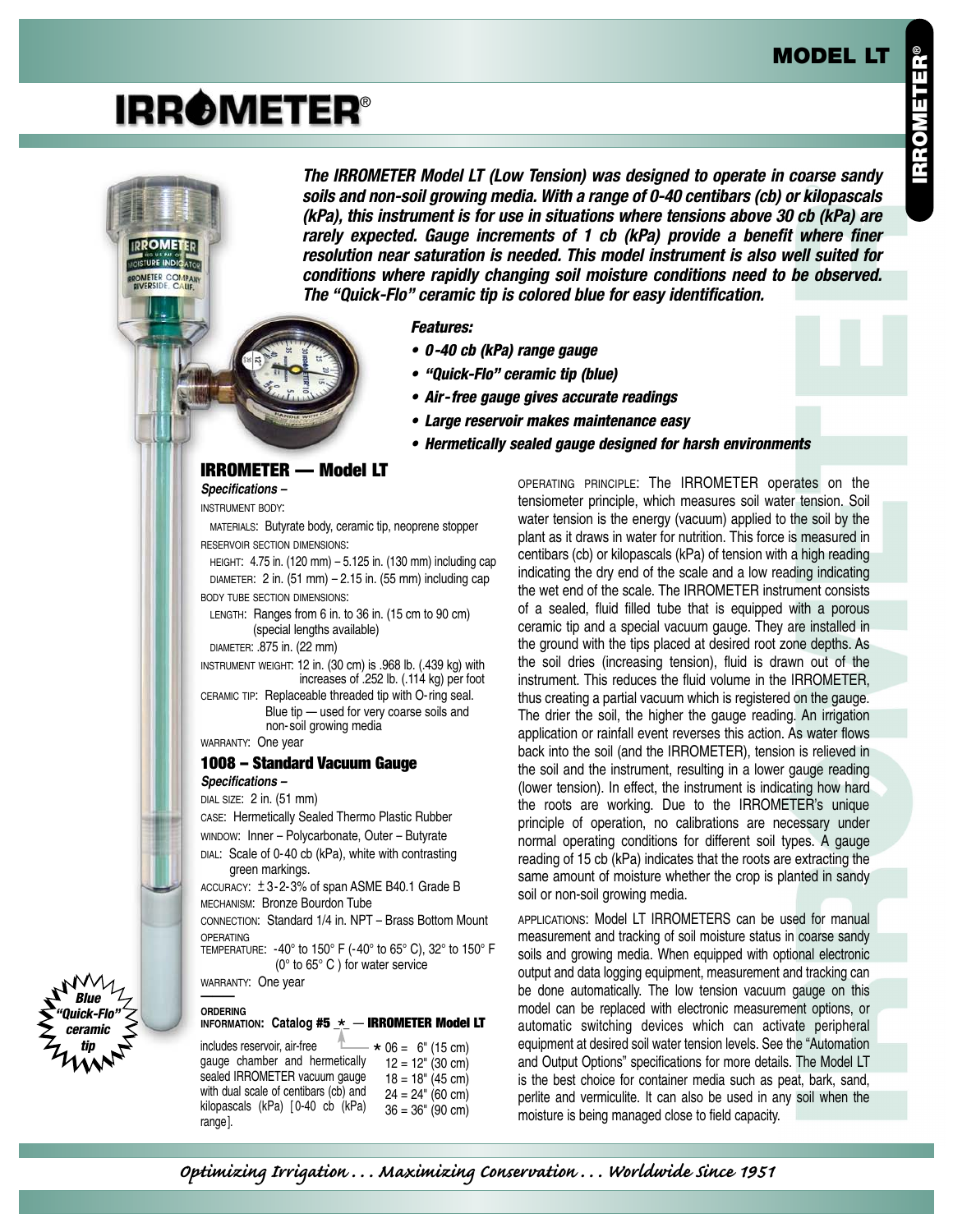# MODEL LT

# IRROMETER®

***The IRROMETER Model LT (Low Tension) was designed to operate in coarse sandy soils and non-soil growing media. With a range of 0-40 centibars (cb) or kilopascals (kPa), this instrument is for use in situations where tensions above 30 cb (kPa) are rarely expected. Gauge increments of 1 cb (kPa) provide a benefit where finer resolution near saturation is needed. This model instrument is also well suited for conditions where rapidly changing soil moisture conditions need to be observed. The "Quick-Flo" ceramic tip is colored blue for easy identification.***

***Features:***

- ***0-40 cb (kPa) range gauge***
- ***"Quick-Flo" ceramic tip (blue)***
- ***Air-free gauge gives accurate readings***
- ***Large reservoir makes maintenance easy***
- ***Hermetically sealed gauge designed for harsh environments***

***Blue "Quick-Flo" ceramic tip***

## IRROMETER — Model LT

***Specifications –***

INSTRUMENT BODY:

MATERIALS: Butyrate body, ceramic tip, neoprene stopper

RESERVOIR SECTION DIMENSIONS:

HEIGHT: 4.75 in. (120 mm) – 5.125 in. (130 mm) including cap

DIAMETER: 2 in. (51 mm) – 2.15 in. (55 mm) including cap

BODY TUBE SECTION DIMENSIONS:

LENGTH: Ranges from 6 in. to 36 in. (15 cm to 90 cm) (special lengths available)

DIAMETER: .875 in. (22 mm)

INSTRUMENT WEIGHT: 12 in. (30 cm) is .968 lb. (.439 kg) with increases of .252 lb. (.114 kg) per foot

CERAMIC TIP: Replaceable threaded tip with O-ring seal. Blue tip — used for very coarse soils and non-soil growing media

WARRANTY: One year

## 1008 – Standard Vacuum Gauge

***Specifications –***

DIAL SIZE: 2 in. (51 mm)

CASE: Hermetically Sealed Thermo Plastic Rubber

WINDOW: Inner – Polycarbonate, Outer – Butyrate

DIAL: Scale of 0-40 cb (kPa), white with contrasting green markings.

ACCURACY: ±3-2-3% of span ASME B40.1 Grade B

MECHANISM: Bronze Bourdon Tube

CONNECTION: Standard 1/4 in. NPT – Brass Bottom Mount

OPERATING TEMPERATURE: -40° to 150° F (-40° to 65° C), 32° to 150° F (0° to 65° C ) for water service

WARRANTY: One year

**ORDERING INFORMATION: Catalog #5 \_\*\_ — IRROMETER Model LT**

includes reservoir, air-free gauge chamber and hermetically sealed IRROMETER vacuum gauge with dual scale of centibars (cb) and kilopascals (kPa) [0-40 cb (kPa) range].

\* 06 = 6" (15 cm)
12 = 12" (30 cm)
18 = 18" (45 cm)
24 = 24" (60 cm)
36 = 36" (90 cm)

OPERATING PRINCIPLE: The IRROMETER operates on the tensiometer principle, which measures soil water tension. Soil water tension is the energy (vacuum) applied to the soil by the plant as it draws in water for nutrition. This force is measured in centibars (cb) or kilopascals (kPa) of tension with a high reading indicating the dry end of the scale and a low reading indicating the wet end of the scale. The IRROMETER instrument consists of a sealed, fluid filled tube that is equipped with a porous ceramic tip and a special vacuum gauge. They are installed in the ground with the tips placed at desired root zone depths. As the soil dries (increasing tension), fluid is drawn out of the instrument. This reduces the fluid volume in the IRROMETER, thus creating a partial vacuum which is registered on the gauge. The drier the soil, the higher the gauge reading. An irrigation application or rainfall event reverses this action. As water flows back into the soil (and the IRROMETER), tension is relieved in the soil and the instrument, resulting in a lower gauge reading (lower tension). In effect, the instrument is indicating how hard the roots are working. Due to the IRROMETER's unique principle of operation, no calibrations are necessary under normal operating conditions for different soil types. A gauge reading of 15 cb (kPa) indicates that the roots are extracting the same amount of moisture whether the crop is planted in sandy soil or non-soil growing media.

APPLICATIONS: Model LT IRROMETERS can be used for manual measurement and tracking of soil moisture status in coarse sandy soils and growing media. When equipped with optional electronic output and data logging equipment, measurement and tracking can be done automatically. The low tension vacuum gauge on this model can be replaced with electronic measurement options, or automatic switching devices which can activate peripheral equipment at desired soil water tension levels. See the "Automation and Output Options" specifications for more details. The Model LT is the best choice for container media such as peat, bark, sand, perlite and vermiculite. It can also be used in any soil when the moisture is being managed close to field capacity.

*Optimizing Irrigation . . . Maximizing Conservation . . . Worldwide Since 1951*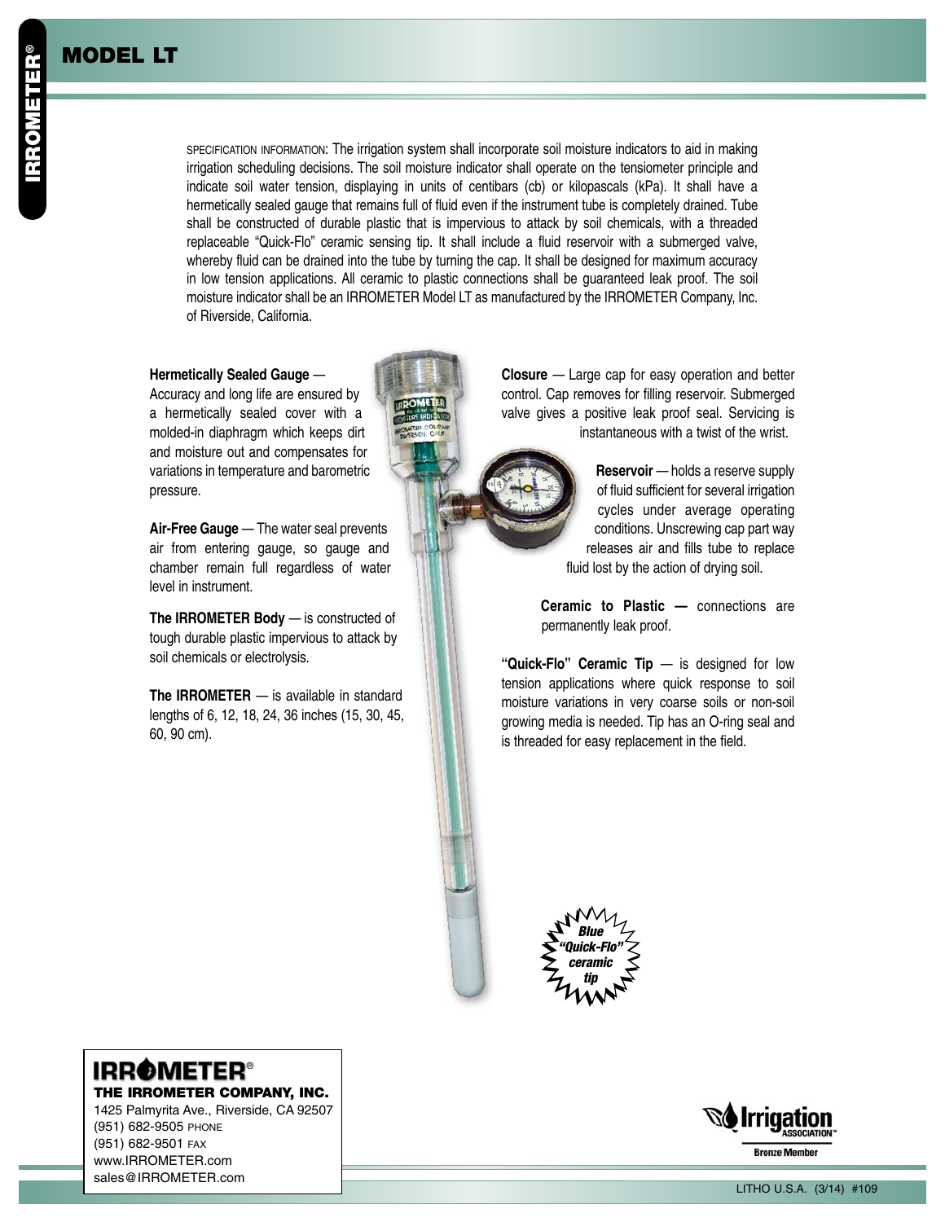# MODEL LT

SPECIFICATION INFORMATION: The irrigation system shall incorporate soil moisture indicators to aid in making irrigation scheduling decisions. The soil moisture indicator shall operate on the tensiometer principle and indicate soil water tension, displaying in units of centibars (cb) or kilopascals (kPa). It shall have a hermetically sealed gauge that remains full of fluid even if the instrument tube is completely drained. Tube shall be constructed of durable plastic that is impervious to attack by soil chemicals, with a threaded replaceable "Quick-Flo" ceramic sensing tip. It shall include a fluid reservoir with a submerged valve, whereby fluid can be drained into the tube by turning the cap. It shall be designed for maximum accuracy in low tension applications. All ceramic to plastic connections shall be guaranteed leak proof. The soil moisture indicator shall be an IRROMETER Model LT as manufactured by the IRROMETER Company, Inc. of Riverside, California.

**Hermetically Sealed Gauge** — Accuracy and long life are ensured by a hermetically sealed cover with a molded-in diaphragm which keeps dirt and moisture out and compensates for variations in temperature and barometric pressure.

**Air-Free Gauge** — The water seal prevents air from entering gauge, so gauge and chamber remain full regardless of water level in instrument.

**The IRROMETER Body** — is constructed of tough durable plastic impervious to attack by soil chemicals or electrolysis.

**The IRROMETER** — is available in standard lengths of 6, 12, 18, 24, 36 inches (15, 30, 45, 60, 90 cm).

**Closure** — Large cap for easy operation and better control. Cap removes for filling reservoir. Submerged valve gives a positive leak proof seal. Servicing is instantaneous with a twist of the wrist.

**Reservoir** — holds a reserve supply of fluid sufficient for several irrigation cycles under average operating conditions. Unscrewing cap part way releases air and fills tube to replace fluid lost by the action of drying soil.

**Ceramic to Plastic —** connections are permanently leak proof.

**"Quick-Flo" Ceramic Tip** — is designed for low tension applications where quick response to soil moisture variations in very coarse soils or non-soil growing media is needed. Tip has an O-ring seal and is threaded for easy replacement in the field.

***Blue "Quick-Flo" ceramic tip***

**IRROMETER®**

**THE IRROMETER COMPANY, INC.**
1425 Palmyrita Ave., Riverside, CA 92507
(951) 682-9505 PHONE
(951) 682-9501 FAX
www.IRROMETER.com
sales@IRROMETER.com

Irrigation Association™ Bronze Member

LITHO U.S.A. (3/14) #109